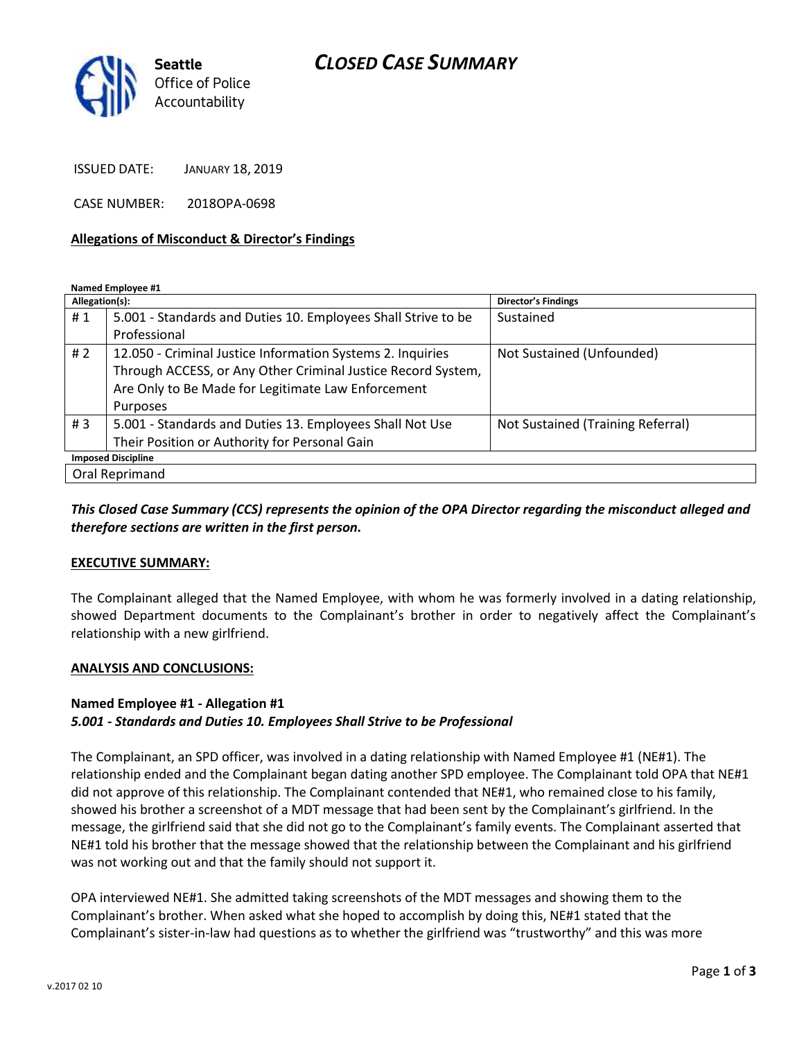**Seattle** Office of Police Accountability

# CLOSED CASE SUMMARY

ISSUED DATE: JANUARY 18, 2019

CASE NUMBER: 2018OPA-0698

**Allegations of Misconduct & Director's Findings**

**Named Employee #1**

| Allegation(s): | | Director's Findings |
|---|---|---|
| # 1 | 5.001 - Standards and Duties 10. Employees Shall Strive to be Professional | Sustained |
| # 2 | 12.050 - Criminal Justice Information Systems 2. Inquiries Through ACCESS, or Any Other Criminal Justice Record System, Are Only to Be Made for Legitimate Law Enforcement Purposes | Not Sustained (Unfounded) |
| # 3 | 5.001 - Standards and Duties 13. Employees Shall Not Use Their Position or Authority for Personal Gain | Not Sustained (Training Referral) |
| **Imposed Discipline** | | |
| Oral Reprimand | | |

***This Closed Case Summary (CCS) represents the opinion of the OPA Director regarding the misconduct alleged and therefore sections are written in the first person.***

**EXECUTIVE SUMMARY:**

The Complainant alleged that the Named Employee, with whom he was formerly involved in a dating relationship, showed Department documents to the Complainant's brother in order to negatively affect the Complainant's relationship with a new girlfriend.

**ANALYSIS AND CONCLUSIONS:**

**Named Employee #1 - Allegation #1**
***5.001 - Standards and Duties 10. Employees Shall Strive to be Professional***

The Complainant, an SPD officer, was involved in a dating relationship with Named Employee #1 (NE#1). The relationship ended and the Complainant began dating another SPD employee. The Complainant told OPA that NE#1 did not approve of this relationship. The Complainant contended that NE#1, who remained close to his family, showed his brother a screenshot of a MDT message that had been sent by the Complainant's girlfriend. In the message, the girlfriend said that she did not go to the Complainant's family events. The Complainant asserted that NE#1 told his brother that the message showed that the relationship between the Complainant and his girlfriend was not working out and that the family should not support it.

OPA interviewed NE#1. She admitted taking screenshots of the MDT messages and showing them to the Complainant's brother. When asked what she hoped to accomplish by doing this, NE#1 stated that the Complainant's sister-in-law had questions as to whether the girlfriend was "trustworthy" and this was more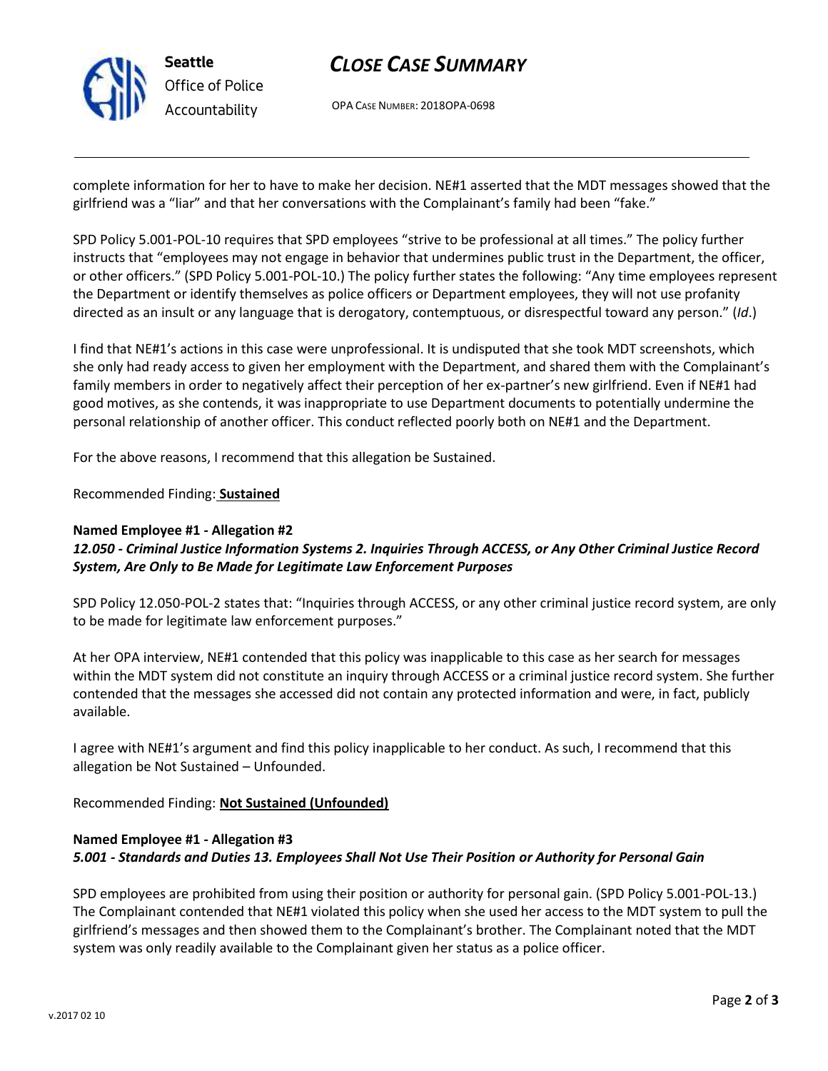complete information for her to have to make her decision. NE#1 asserted that the MDT messages showed that the girlfriend was a "liar" and that her conversations with the Complainant's family had been "fake."

SPD Policy 5.001-POL-10 requires that SPD employees "strive to be professional at all times." The policy further instructs that "employees may not engage in behavior that undermines public trust in the Department, the officer, or other officers." (SPD Policy 5.001-POL-10.) The policy further states the following: "Any time employees represent the Department or identify themselves as police officers or Department employees, they will not use profanity directed as an insult or any language that is derogatory, contemptuous, or disrespectful toward any person." (*Id*.)

I find that NE#1's actions in this case were unprofessional. It is undisputed that she took MDT screenshots, which she only had ready access to given her employment with the Department, and shared them with the Complainant's family members in order to negatively affect their perception of her ex-partner's new girlfriend. Even if NE#1 had good motives, as she contends, it was inappropriate to use Department documents to potentially undermine the personal relationship of another officer. This conduct reflected poorly both on NE#1 and the Department.

For the above reasons, I recommend that this allegation be Sustained.

Recommended Finding: **Sustained**

**Named Employee #1 - Allegation #2**
***12.050 - Criminal Justice Information Systems 2. Inquiries Through ACCESS, or Any Other Criminal Justice Record System, Are Only to Be Made for Legitimate Law Enforcement Purposes***

SPD Policy 12.050-POL-2 states that: "Inquiries through ACCESS, or any other criminal justice record system, are only to be made for legitimate law enforcement purposes."

At her OPA interview, NE#1 contended that this policy was inapplicable to this case as her search for messages within the MDT system did not constitute an inquiry through ACCESS or a criminal justice record system. She further contended that the messages she accessed did not contain any protected information and were, in fact, publicly available.

I agree with NE#1's argument and find this policy inapplicable to her conduct. As such, I recommend that this allegation be Not Sustained – Unfounded.

Recommended Finding: **Not Sustained (Unfounded)**

**Named Employee #1 - Allegation #3**
***5.001 - Standards and Duties 13. Employees Shall Not Use Their Position or Authority for Personal Gain***

SPD employees are prohibited from using their position or authority for personal gain. (SPD Policy 5.001-POL-13.) The Complainant contended that NE#1 violated this policy when she used her access to the MDT system to pull the girlfriend's messages and then showed them to the Complainant's brother. The Complainant noted that the MDT system was only readily available to the Complainant given her status as a police officer.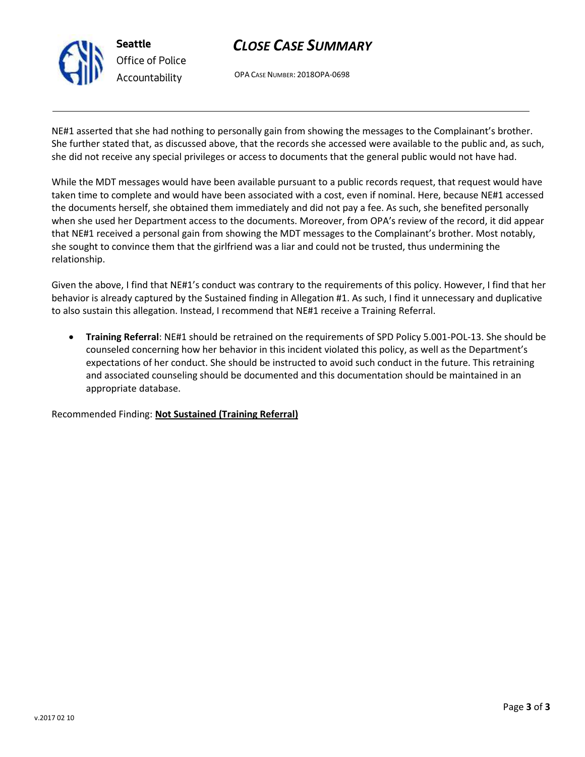NE#1 asserted that she had nothing to personally gain from showing the messages to the Complainant's brother. She further stated that, as discussed above, that the records she accessed were available to the public and, as such, she did not receive any special privileges or access to documents that the general public would not have had.

While the MDT messages would have been available pursuant to a public records request, that request would have taken time to complete and would have been associated with a cost, even if nominal. Here, because NE#1 accessed the documents herself, she obtained them immediately and did not pay a fee. As such, she benefited personally when she used her Department access to the documents. Moreover, from OPA's review of the record, it did appear that NE#1 received a personal gain from showing the MDT messages to the Complainant's brother. Most notably, she sought to convince them that the girlfriend was a liar and could not be trusted, thus undermining the relationship.

Given the above, I find that NE#1's conduct was contrary to the requirements of this policy. However, I find that her behavior is already captured by the Sustained finding in Allegation #1. As such, I find it unnecessary and duplicative to also sustain this allegation. Instead, I recommend that NE#1 receive a Training Referral.

- **Training Referral**: NE#1 should be retrained on the requirements of SPD Policy 5.001-POL-13. She should be counseled concerning how her behavior in this incident violated this policy, as well as the Department's expectations of her conduct. She should be instructed to avoid such conduct in the future. This retraining and associated counseling should be documented and this documentation should be maintained in an appropriate database.

Recommended Finding: **Not Sustained (Training Referral)**